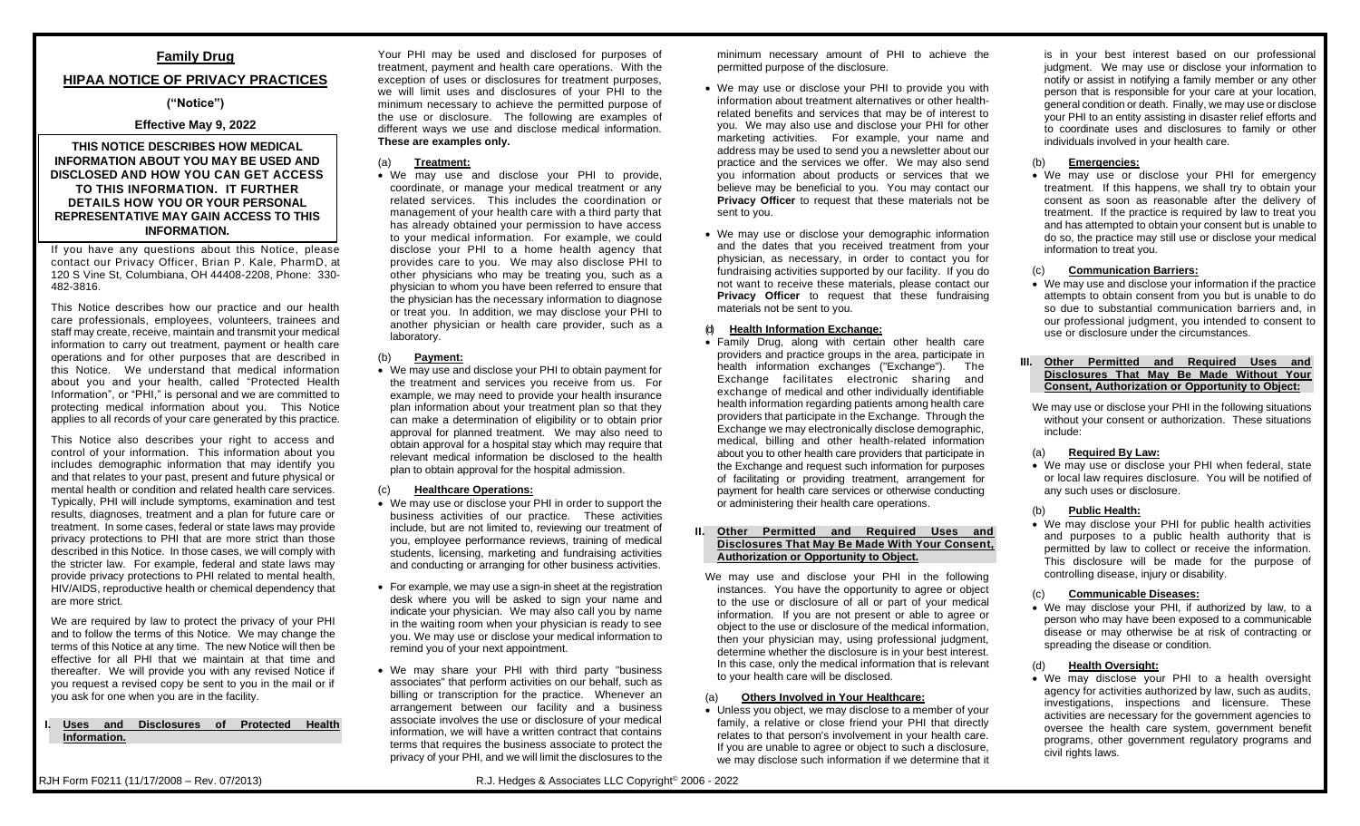# Family Drug

## HIPAA NOTICE OF PRIVACY PRACTICES

**("Notice")**

**Effective May 9, 2022**

**THIS NOTICE DESCRIBES HOW MEDICAL INFORMATION ABOUT YOU MAY BE USED AND DISCLOSED AND HOW YOU CAN GET ACCESS TO THIS INFORMATION. IT FURTHER DETAILS HOW YOU OR YOUR PERSONAL REPRESENTATIVE MAY GAIN ACCESS TO THIS INFORMATION.**

If you have any questions about this Notice, please contact our Privacy Officer, Brian P. Kale, PharmD, at 120 S Vine St, Columbiana, OH 44408-2208, Phone: 330-482-3816.

This Notice describes how our practice and our health care professionals, employees, volunteers, trainees and staff may create, receive, maintain and transmit your medical information to carry out treatment, payment or health care operations and for other purposes that are described in this Notice. We understand that medical information about you and your health, called "Protected Health Information", or "PHI," is personal and we are committed to protecting medical information about you. This Notice applies to all records of your care generated by this practice.

This Notice also describes your right to access and control of your information. This information about you includes demographic information that may identify you and that relates to your past, present and future physical or mental health or condition and related health care services. Typically, PHI will include symptoms, examination and test results, diagnoses, treatment and a plan for future care or treatment. In some cases, federal or state laws may provide privacy protections to PHI that are more strict than those described in this Notice. In those cases, we will comply with the stricter law. For example, federal and state laws may provide privacy protections to PHI related to mental health, HIV/AIDS, reproductive health or chemical dependency that are more strict.

We are required by law to protect the privacy of your PHI and to follow the terms of this Notice. We may change the terms of this Notice at any time. The new Notice will then be effective for all PHI that we maintain at that time and thereafter. We will provide you with any revised Notice if you request a revised copy be sent to you in the mail or if you ask for one when you are in the facility.

## I. Uses and Disclosures of Protected Health Information.

Your PHI may be used and disclosed for purposes of treatment, payment and health care operations. With the exception of uses or disclosures for treatment purposes, we will limit uses and disclosures of your PHI to the minimum necessary to achieve the permitted purpose of the use or disclosure. The following are examples of different ways we use and disclose medical information. **These are examples only.**

### (a) Treatment:

- We may use and disclose your PHI to provide, coordinate, or manage your medical treatment or any related services. This includes the coordination or management of your health care with a third party that has already obtained your permission to have access to your medical information. For example, we could disclose your PHI to a home health agency that provides care to you. We may also disclose PHI to other physicians who may be treating you, such as a physician to whom you have been referred to ensure that the physician has the necessary information to diagnose or treat you. In addition, we may disclose your PHI to another physician or health care provider, such as a laboratory.

### (b) Payment:

- We may use and disclose your PHI to obtain payment for the treatment and services you receive from us. For example, we may need to provide your health insurance plan information about your treatment plan so that they can make a determination of eligibility or to obtain prior approval for planned treatment. We may also need to obtain approval for a hospital stay which may require that relevant medical information be disclosed to the health plan to obtain approval for the hospital admission.

### (c) Healthcare Operations:

- We may use or disclose your PHI in order to support the business activities of our practice. These activities include, but are not limited to, reviewing our treatment of you, employee performance reviews, training of medical students, licensing, marketing and fundraising activities and conducting or arranging for other business activities.
- For example, we may use a sign-in sheet at the registration desk where you will be asked to sign your name and indicate your physician. We may also call you by name in the waiting room when your physician is ready to see you. We may use or disclose your medical information to remind you of your next appointment.
- We may share your PHI with third party "business associates" that perform activities on our behalf, such as billing or transcription for the practice. Whenever an arrangement between our facility and a business associate involves the use or disclosure of your medical information, we will have a written contract that contains terms that requires the business associate to protect the privacy of your PHI, and we will limit the disclosures to the minimum necessary amount of PHI to achieve the permitted purpose of the disclosure.
- We may use or disclose your PHI to provide you with information about treatment alternatives or other health-related benefits and services that may be of interest to you. We may also use and disclose your PHI for other marketing activities. For example, your name and address may be used to send you a newsletter about our practice and the services we offer. We may also send you information about products or services that we believe may be beneficial to you. You may contact our **Privacy Officer** to request that these materials not be sent to you.
- We may use or disclose your demographic information and the dates that you received treatment from your physician, as necessary, in order to contact you for fundraising activities supported by our facility. If you do not want to receive these materials, please contact our **Privacy Officer** to request that these fundraising materials not be sent to you.

### (d) Health Information Exchange:

- Family Drug, along with certain other health care providers and practice groups in the area, participate in health information exchanges ("Exchange"). The Exchange facilitates electronic sharing and exchange of medical and other individually identifiable health information regarding patients among health care providers that participate in the Exchange. Through the Exchange we may electronically disclose demographic, medical, billing and other health-related information about you to other health care providers that participate in the Exchange and request such information for purposes of facilitating or providing treatment, arrangement for payment for health care services or otherwise conducting or administering their health care operations.

## II. Other Permitted and Required Uses and Disclosures That May Be Made With Your Consent, Authorization or Opportunity to Object.

We may use and disclose your PHI in the following instances. You have the opportunity to agree or object to the use or disclosure of all or part of your medical information. If you are not present or able to agree or object to the use or disclosure of the medical information, then your physician may, using professional judgment, determine whether the disclosure is in your best interest. In this case, only the medical information that is relevant to your health care will be disclosed.

### (a) Others Involved in Your Healthcare:

- Unless you object, we may disclose to a member of your family, a relative or close friend your PHI that directly relates to that person's involvement in your health care. If you are unable to agree or object to such a disclosure, we may disclose such information if we determine that it is in your best interest based on our professional judgment. We may use or disclose your information to notify or assist in notifying a family member or any other person that is responsible for your care at your location, general condition or death. Finally, we may use or disclose your PHI to an entity assisting in disaster relief efforts and to coordinate uses and disclosures to family or other individuals involved in your health care.

### (b) Emergencies:

- We may use or disclose your PHI for emergency treatment. If this happens, we shall try to obtain your consent as soon as reasonable after the delivery of treatment. If the practice is required by law to treat you and has attempted to obtain your consent but is unable to do so, the practice may still use or disclose your medical information to treat you.

### (c) Communication Barriers:

- We may use and disclose your information if the practice attempts to obtain consent from you but is unable to do so due to substantial communication barriers and, in our professional judgment, you intended to consent to use or disclosure under the circumstances.

## III. Other Permitted and Required Uses and Disclosures That May Be Made Without Your Consent, Authorization or Opportunity to Object:

We may use or disclose your PHI in the following situations without your consent or authorization. These situations include:

### (a) Required By Law:

- We may use or disclose your PHI when federal, state or local law requires disclosure. You will be notified of any such uses or disclosure.

### (b) Public Health:

- We may disclose your PHI for public health activities and purposes to a public health authority that is permitted by law to collect or receive the information. This disclosure will be made for the purpose of controlling disease, injury or disability.

### (c) Communicable Diseases:

- We may disclose your PHI, if authorized by law, to a person who may have been exposed to a communicable disease or may otherwise be at risk of contracting or spreading the disease or condition.

### (d) Health Oversight:

- We may disclose your PHI to a health oversight agency for activities authorized by law, such as audits, investigations, inspections and licensure. These activities are necessary for the government agencies to oversee the health care system, government benefit programs, other government regulatory programs and civil rights laws.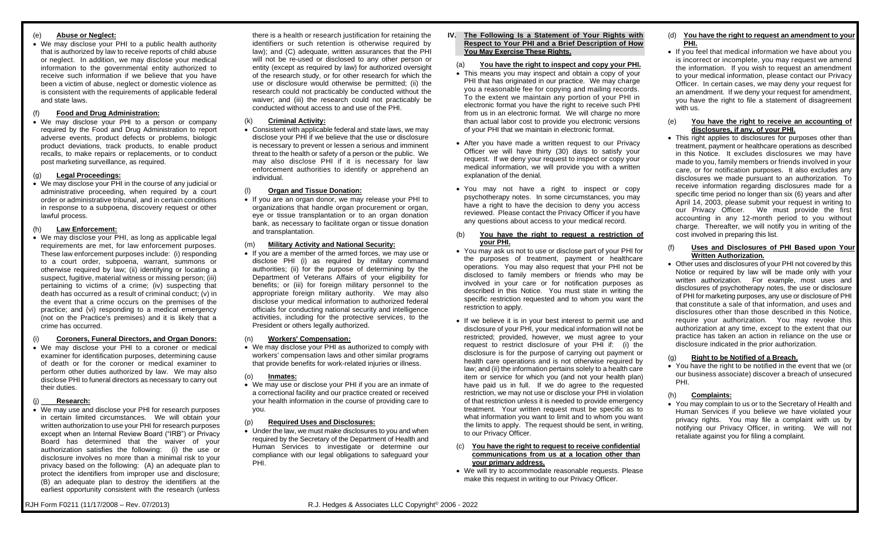(e) **Abuse or Neglect:**

- We may disclose your PHI to a public health authority that is authorized by law to receive reports of child abuse or neglect. In addition, we may disclose your medical information to the governmental entity authorized to receive such information if we believe that you have been a victim of abuse, neglect or domestic violence as is consistent with the requirements of applicable federal and state laws.

(f) **Food and Drug Administration:**

- We may disclose your PHI to a person or company required by the Food and Drug Administration to report adverse events, product defects or problems, biologic product deviations, track products, to enable product recalls, to make repairs or replacements, or to conduct post marketing surveillance, as required.

(g) **Legal Proceedings:**

- We may disclose your PHI in the course of any judicial or administrative proceeding, when required by a court order or administrative tribunal, and in certain conditions in response to a subpoena, discovery request or other lawful process.

(h) **Law Enforcement:**

- We may disclose your PHI, as long as applicable legal requirements are met, for law enforcement purposes. These law enforcement purposes include: (i) responding to a court order, subpoena, warrant, summons or otherwise required by law; (ii) identifying or locating a suspect, fugitive, material witness or missing person; (iii) pertaining to victims of a crime; (iv) suspecting that death has occurred as a result of criminal conduct; (v) in the event that a crime occurs on the premises of the practice; and (vi) responding to a medical emergency (not on the Practice's premises) and it is likely that a crime has occurred.

(i) **Coroners, Funeral Directors, and Organ Donors:**

- We may disclose your PHI to a coroner or medical examiner for identification purposes, determining cause of death or for the coroner or medical examiner to perform other duties authorized by law. We may also disclose PHI to funeral directors as necessary to carry out their duties.

(j) **Research:**

- We may use and disclose your PHI for research purposes in certain limited circumstances. We will obtain your written authorization to use your PHI for research purposes except when an Internal Review Board ("IRB") or Privacy Board has determined that the waiver of your authorization satisfies the following: (i) the use or disclosure involves no more than a minimal risk to your privacy based on the following: (A) an adequate plan to protect the identifiers from improper use and disclosure; (B) an adequate plan to destroy the identifiers at the earliest opportunity consistent with the research (unless there is a health or research justification for retaining the identifiers or such retention is otherwise required by law); and (C) adequate, written assurances that the PHI will not be re-used or disclosed to any other person or entity (except as required by law) for authorized oversight of the research study, or for other research for which the use or disclosure would otherwise be permitted; (ii) the research could not practicably be conducted without the waiver; and (iii) the research could not practicably be conducted without access to and use of the PHI.

(k) **Criminal Activity:**

- Consistent with applicable federal and state laws, we may disclose your PHI if we believe that the use or disclosure is necessary to prevent or lessen a serious and imminent threat to the health or safety of a person or the public. We may also disclose PHI if it is necessary for law enforcement authorities to identify or apprehend an individual.

(l) **Organ and Tissue Donation:**

- If you are an organ donor, we may release your PHI to organizations that handle organ procurement or organ, eye or tissue transplantation or to an organ donation bank, as necessary to facilitate organ or tissue donation and transplantation.

(m) **Military Activity and National Security:**

- If you are a member of the armed forces, we may use or disclose PHI (i) as required by military command authorities; (ii) for the purpose of determining by the Department of Veterans Affairs of your eligibility for benefits; or (iii) for foreign military personnel to the appropriate foreign military authority. We may also disclose your medical information to authorized federal officials for conducting national security and intelligence activities, including for the protective services, to the President or others legally authorized.

(n) **Workers' Compensation:**

- We may disclose your PHI as authorized to comply with workers' compensation laws and other similar programs that provide benefits for work-related injuries or illness.

(o) **Inmates:**

- We may use or disclose your PHI if you are an inmate of a correctional facility and our practice created or received your health information in the course of providing care to you.

(p) **Required Uses and Disclosures:**

- Under the law, we must make disclosures to you and when required by the Secretary of the Department of Health and Human Services to investigate or determine our compliance with our legal obligations to safeguard your PHI.

## IV. The Following Is a Statement of Your Rights with Respect to Your PHI and a Brief Description of How You May Exercise These Rights.

(a) **You have the right to inspect and copy your PHI.**

- This means you may inspect and obtain a copy of your PHI that has originated in our practice. We may charge you a reasonable fee for copying and mailing records. To the extent we maintain any portion of your PHI in electronic format you have the right to receive such PHI from us in an electronic format. We will charge no more than actual labor cost to provide you electronic versions of your PHI that we maintain in electronic format.
- After you have made a written request to our Privacy Officer we will have thirty (30) days to satisfy your request. If we deny your request to inspect or copy your medical information, we will provide you with a written explanation of the denial.
- You may not have a right to inspect or copy psychotherapy notes. In some circumstances, you may have a right to have the decision to deny you access reviewed. Please contact the Privacy Officer if you have any questions about access to your medical record.

(b) **You have the right to request a restriction of your PHI.**

- You may ask us not to use or disclose part of your PHI for the purposes of treatment, payment or healthcare operations. You may also request that your PHI not be disclosed to family members or friends who may be involved in your care or for notification purposes as described in this Notice. You must state in writing the specific restriction requested and to whom you want the restriction to apply.
- If we believe it is in your best interest to permit use and disclosure of your PHI, your medical information will not be restricted; provided, however, we must agree to your request to restrict disclosure of your PHI if: (i) the disclosure is for the purpose of carrying out payment or health care operations and is not otherwise required by law; and (ii) the information pertains solely to a health care item or service for which you (and not your health plan) have paid us in full. If we do agree to the requested restriction, we may not use or disclose your PHI in violation of that restriction unless it is needed to provide emergency treatment. Your written request must be specific as to what information you want to limit and to whom you want the limits to apply. The request should be sent, in writing, to our Privacy Officer.

(c) **You have the right to request to receive confidential communications from us at a location other than your primary address.**

- We will try to accommodate reasonable requests. Please make this request in writing to our Privacy Officer.

(d) **You have the right to request an amendment to your PHI.**

- If you feel that medical information we have about you is incorrect or incomplete, you may request we amend the information. If you wish to request an amendment to your medical information, please contact our Privacy Officer. In certain cases, we may deny your request for an amendment. If we deny your request for amendment, you have the right to file a statement of disagreement with us.

(e) **You have the right to receive an accounting of disclosures, if any, of your PHI.**

- This right applies to disclosures for purposes other than treatment, payment or healthcare operations as described in this Notice. It excludes disclosures we may have made to you, family members or friends involved in your care, or for notification purposes. It also excludes any disclosures we made pursuant to an authorization. To receive information regarding disclosures made for a specific time period no longer than six (6) years and after April 14, 2003, please submit your request in writing to our Privacy Officer. We must provide the first accounting in any 12-month period to you without charge. Thereafter, we will notify you in writing of the cost involved in preparing this list.

(f) **Uses and Disclosures of PHI Based upon Your Written Authorization.**

- Other uses and disclosures of your PHI not covered by this Notice or required by law will be made only with your written authorization. For example, most uses and disclosures of psychotherapy notes, the use or disclosure of PHI for marketing purposes, any use or disclosure of PHI that constitute a sale of that information, and uses and disclosures other than those described in this Notice, require your authorization. You may revoke this authorization at any time, except to the extent that our practice has taken an action in reliance on the use or disclosure indicated in the prior authorization.

(g) **Right to be Notified of a Breach.**

- You have the right to be notified in the event that we (or our business associate) discover a breach of unsecured PHI.

(h) **Complaints:**

- You may complain to us or to the Secretary of Health and Human Services if you believe we have violated your privacy rights. You may file a complaint with us by notifying our Privacy Officer, in writing. We will not retaliate against you for filing a complaint.

RJH Form F0211 (11/17/2008 – Rev. 07/2013)

R.J. Hedges & Associates LLC Copyright© 2006 - 2022